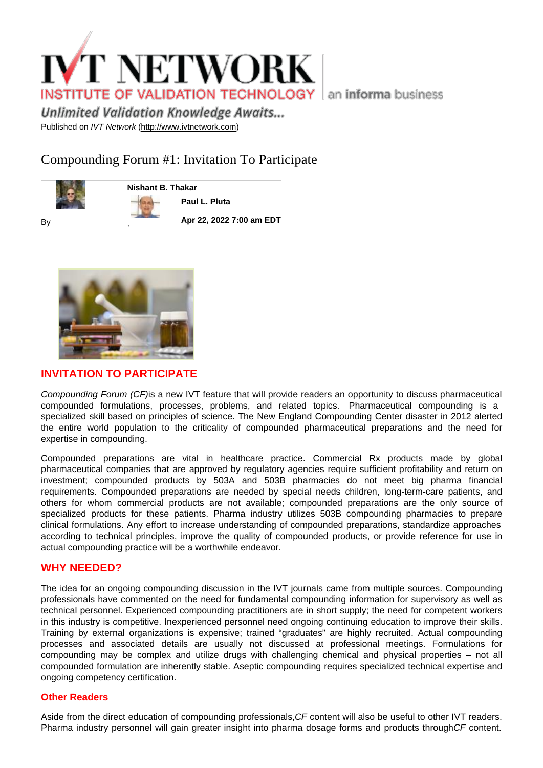IVT NETWORK
INSTITUTE OF VALIDATION TECHNOLOGY | an informa business

*Unlimited Validation Knowledge Awaits...*

Published on *IVT Network* (http://www.ivtnetwork.com)

# Compounding Forum #1: Invitation To Participate

By **Nishant B. Thakar**, **Paul L. Pluta**

**Apr 22, 2022 7:00 am EDT**

## INVITATION TO PARTICIPATE

*Compounding Forum (CF)* is a new IVT feature that will provide readers an opportunity to discuss pharmaceutical compounded formulations, processes, problems, and related topics. Pharmaceutical compounding is a specialized skill based on principles of science. The New England Compounding Center disaster in 2012 alerted the entire world population to the criticality of compounded pharmaceutical preparations and the need for expertise in compounding.

Compounded preparations are vital in healthcare practice. Commercial Rx products made by global pharmaceutical companies that are approved by regulatory agencies require sufficient profitability and return on investment; compounded products by 503A and 503B pharmacies do not meet big pharma financial requirements. Compounded preparations are needed by special needs children, long-term-care patients, and others for whom commercial products are not available; compounded preparations are the only source of specialized products for these patients. Pharma industry utilizes 503B compounding pharmacies to prepare clinical formulations. Any effort to increase understanding of compounded preparations, standardize approaches according to technical principles, improve the quality of compounded products, or provide reference for use in actual compounding practice will be a worthwhile endeavor.

## WHY NEEDED?

The idea for an ongoing compounding discussion in the IVT journals came from multiple sources. Compounding professionals have commented on the need for fundamental compounding information for supervisory as well as technical personnel. Experienced compounding practitioners are in short supply; the need for competent workers in this industry is competitive. Inexperienced personnel need ongoing continuing education to improve their skills. Training by external organizations is expensive; trained "graduates" are highly recruited. Actual compounding processes and associated details are usually not discussed at professional meetings. Formulations for compounding may be complex and utilize drugs with challenging chemical and physical properties – not all compounded formulation are inherently stable. Aseptic compounding requires specialized technical expertise and ongoing competency certification.

### Other Readers

Aside from the direct education of compounding professionals, *CF* content will also be useful to other IVT readers. Pharma industry personnel will gain greater insight into pharma dosage forms and products through *CF* content.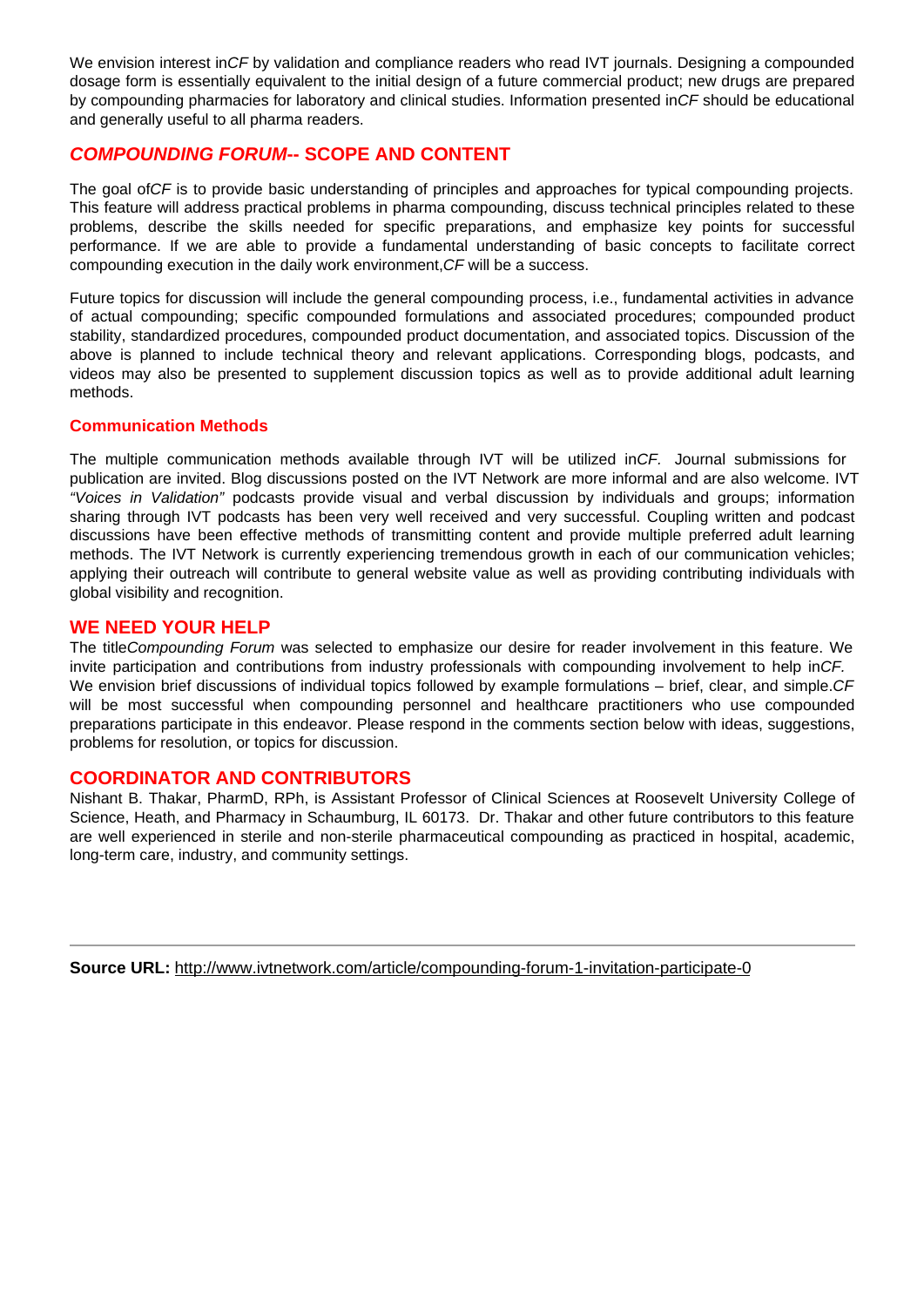We envision interest in *CF* by validation and compliance readers who read IVT journals. Designing a compounded dosage form is essentially equivalent to the initial design of a future commercial product; new drugs are prepared by compounding pharmacies for laboratory and clinical studies. Information presented in *CF* should be educational and generally useful to all pharma readers.

## *COMPOUNDING FORUM*-- SCOPE AND CONTENT

The goal of *CF* is to provide basic understanding of principles and approaches for typical compounding projects. This feature will address practical problems in pharma compounding, discuss technical principles related to these problems, describe the skills needed for specific preparations, and emphasize key points for successful performance. If we are able to provide a fundamental understanding of basic concepts to facilitate correct compounding execution in the daily work environment, *CF* will be a success.

Future topics for discussion will include the general compounding process, i.e., fundamental activities in advance of actual compounding; specific compounded formulations and associated procedures; compounded product stability, standardized procedures, compounded product documentation, and associated topics. Discussion of the above is planned to include technical theory and relevant applications. Corresponding blogs, podcasts, and videos may also be presented to supplement discussion topics as well as to provide additional adult learning methods.

### Communication Methods

The multiple communication methods available through IVT will be utilized in *CF*. Journal submissions for publication are invited. Blog discussions posted on the IVT Network are more informal and are also welcome. IVT *"Voices in Validation"* podcasts provide visual and verbal discussion by individuals and groups; information sharing through IVT podcasts has been very well received and very successful. Coupling written and podcast discussions have been effective methods of transmitting content and provide multiple preferred adult learning methods. The IVT Network is currently experiencing tremendous growth in each of our communication vehicles; applying their outreach will contribute to general website value as well as providing contributing individuals with global visibility and recognition.

## WE NEED YOUR HELP

The title *Compounding Forum* was selected to emphasize our desire for reader involvement in this feature. We invite participation and contributions from industry professionals with compounding involvement to help in *CF.* We envision brief discussions of individual topics followed by example formulations – brief, clear, and simple. *CF* will be most successful when compounding personnel and healthcare practitioners who use compounded preparations participate in this endeavor. Please respond in the comments section below with ideas, suggestions, problems for resolution, or topics for discussion.

## COORDINATOR AND CONTRIBUTORS

Nishant B. Thakar, PharmD, RPh, is Assistant Professor of Clinical Sciences at Roosevelt University College of Science, Heath, and Pharmacy in Schaumburg, IL 60173. Dr. Thakar and other future contributors to this feature are well experienced in sterile and non-sterile pharmaceutical compounding as practiced in hospital, academic, long-term care, industry, and community settings.

---

**Source URL:** http://www.ivtnetwork.com/article/compounding-forum-1-invitation-participate-0